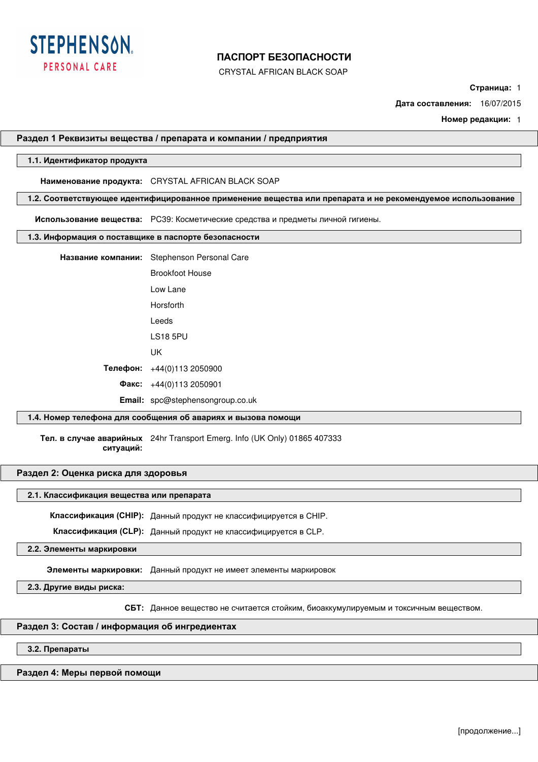STEPHENSON PERSONAL CARE

# ПАСПОРТ БЕЗОПАСНОСТИ

CRYSTAL AFRICAN BLACK SOAP

**Дата составления:** 16/07/2015

**Номер редакции:** 1

## Раздел 1 Реквизиты вещества / препарата и компании / предприятия

### 1.1. Идентификатор продукта

**Наименование продукта:** CRYSTAL AFRICAN BLACK SOAP

### 1.2. Соответствующее идентифицированное применение вещества или препарата и не рекомендуемое использование

**Использование вещества:** PC39: Косметические средства и предметы личной гигиены.

### 1.3. Информация о поставщике в паспорте безопасности

**Название компании:** Stephenson Personal Care

Brookfoot House

Low Lane

Horsforth

Leeds

LS18 5PU

UK

**Телефон:** +44(0)113 2050900

**Факс:** +44(0)113 2050901

**Email:** spc@stephensongroup.co.uk

### 1.4. Номер телефона для сообщения об авариях и вызова помощи

**Тел. в случае аварийных ситуаций:** 24hr Transport Emerg. Info (UK Only) 01865 407333

## Раздел 2: Оценка риска для здоровья

### 2.1. Классификация вещества или препарата

**Классификация (CHIP):** Данный продукт не классифицируется в CHIP.

**Классификация (CLP):** Данный продукт не классифицируется в CLP.

### 2.2. Элементы маркировки

**Элементы маркировки:** Данный продукт не имеет элементы маркировок

### 2.3. Другие виды риска:

**СБТ:** Данное вещество не считается стойким, биоаккумулируемым и токсичным веществом.

## Раздел 3: Состав / информация об ингредиентах

### 3.2. Препараты

## Раздел 4: Меры первой помощи

[продолжение...]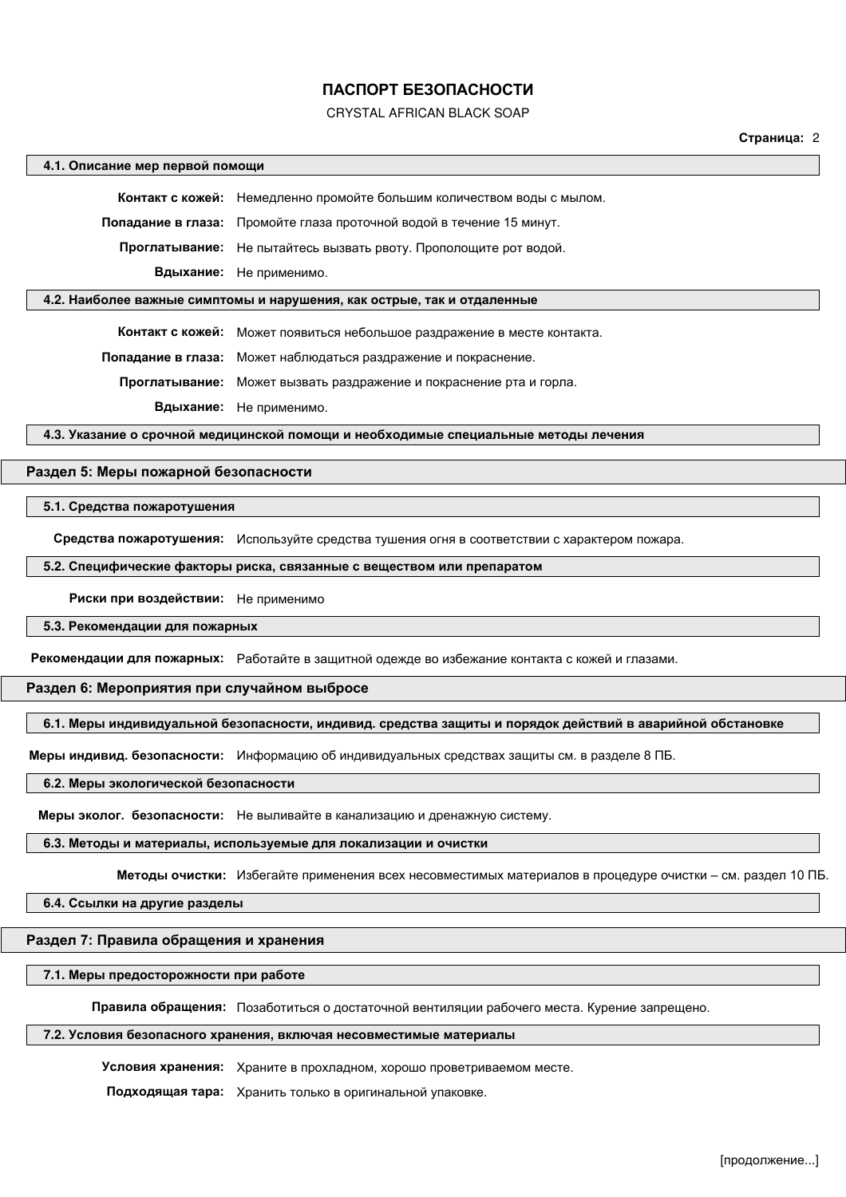### 4.1. Описание мер первой помощи

**Контакт с кожей:** Немедленно промойте большим количеством воды с мылом.

**Попадание в глаза:** Промойте глаза проточной водой в течение 15 минут.

**Проглатывание:** Не пытайтесь вызвать рвоту. Прополощите рот водой.

**Вдыхание:** Не применимо.

### 4.2. Наиболее важные симптомы и нарушения, как острые, так и отдаленные

**Контакт с кожей:** Может появиться небольшое раздражение в месте контакта.

**Попадание в глаза:** Может наблюдаться раздражение и покраснение.

**Проглатывание:** Может вызвать раздражение и покраснение рта и горла.

**Вдыхание:** Не применимо.

### 4.3. Указание о срочной медицинской помощи и необходимые специальные методы лечения

## Раздел 5: Меры пожарной безопасности

### 5.1. Средства пожаротушения

**Средства пожаротушения:** Используйте средства тушения огня в соответствии с характером пожара.

### 5.2. Специфические факторы риска, связанные с веществом или препаратом

**Риски при воздействии:** Не применимо

### 5.3. Рекомендации для пожарных

**Рекомендации для пожарных:** Работайте в защитной одежде во избежание контакта с кожей и глазами.

## Раздел 6: Мероприятия при случайном выбросе

### 6.1. Меры индивидуальной безопасности, индивид. средства защиты и порядок действий в аварийной обстановке

**Меры индивид. безопасности:** Информацию об индивидуальных средствах защиты см. в разделе 8 ПБ.

### 6.2. Меры экологической безопасности

**Меры эколог. безопасности:** Не выливайте в канализацию и дренажную систему.

### 6.3. Методы и материалы, используемые для локализации и очистки

**Методы очистки:** Избегайте применения всех несовместимых материалов в процедуре очистки – см. раздел 10 ПБ.

### 6.4. Ссылки на другие разделы

## Раздел 7: Правила обращения и хранения

### 7.1. Меры предосторожности при работе

**Правила обращения:** Позаботиться о достаточной вентиляции рабочего места. Курение запрещено.

### 7.2. Условия безопасного хранения, включая несовместимые материалы

**Условия хранения:** Храните в прохладном, хорошо проветриваемом месте.

**Подходящая тара:** Хранить только в оригинальной упаковке.

[продолжение...]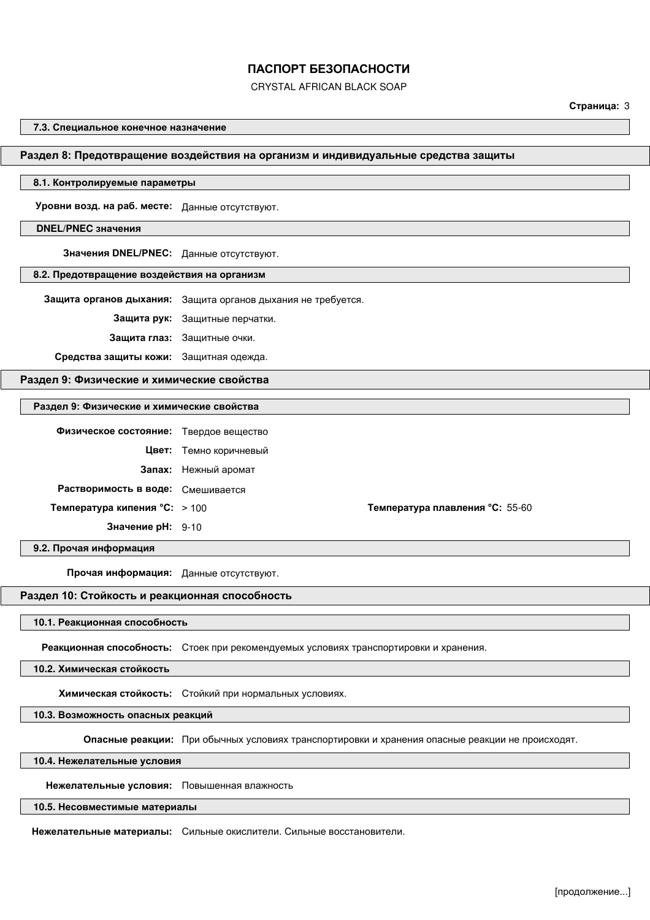### 7.3. Специальное конечное назначение

## Раздел 8: Предотвращение воздействия на организм и индивидуальные средства защиты

### 8.1. Контролируемые параметры

**Уровни возд. на раб. месте:** Данные отсутствуют.

### DNEL/PNEC значения

**Значения DNEL/PNEC:** Данные отсутствуют.

### 8.2. Предотвращение воздействия на организм

**Защита органов дыхания:** Защита органов дыхания не требуется.

**Защита рук:** Защитные перчатки.

**Защита глаз:** Защитные очки.

**Средства защиты кожи:** Защитная одежда.

## Раздел 9: Физические и химические свойства

### Раздел 9: Физические и химические свойства

**Физическое состояние:** Твердое вещество

**Цвет:** Темно коричневый

**Запах:** Нежный аромат

**Растворимость в воде:** Смешивается

**Температура кипения °C:** > 100

**Температура плавления °C:** 55-60

**Значение pH:** 9-10

### 9.2. Прочая информация

**Прочая информация:** Данные отсутствуют.

## Раздел 10: Стойкость и реакционная способность

### 10.1. Реакционная способность

**Реакционная способность:** Стоек при рекомендуемых условиях транспортировки и хранения.

### 10.2. Химическая стойкость

**Химическая стойкость:** Стойкий при нормальных условиях.

### 10.3. Возможность опасных реакций

**Опасные реакции:** При обычных условиях транспортировки и хранения опасные реакции не происходят.

### 10.4. Нежелательные условия

**Нежелательные условия:** Повышенная влажность

### 10.5. Несовместимые материалы

**Нежелательные материалы:** Сильные окислители. Сильные восстановители.

[продолжение...]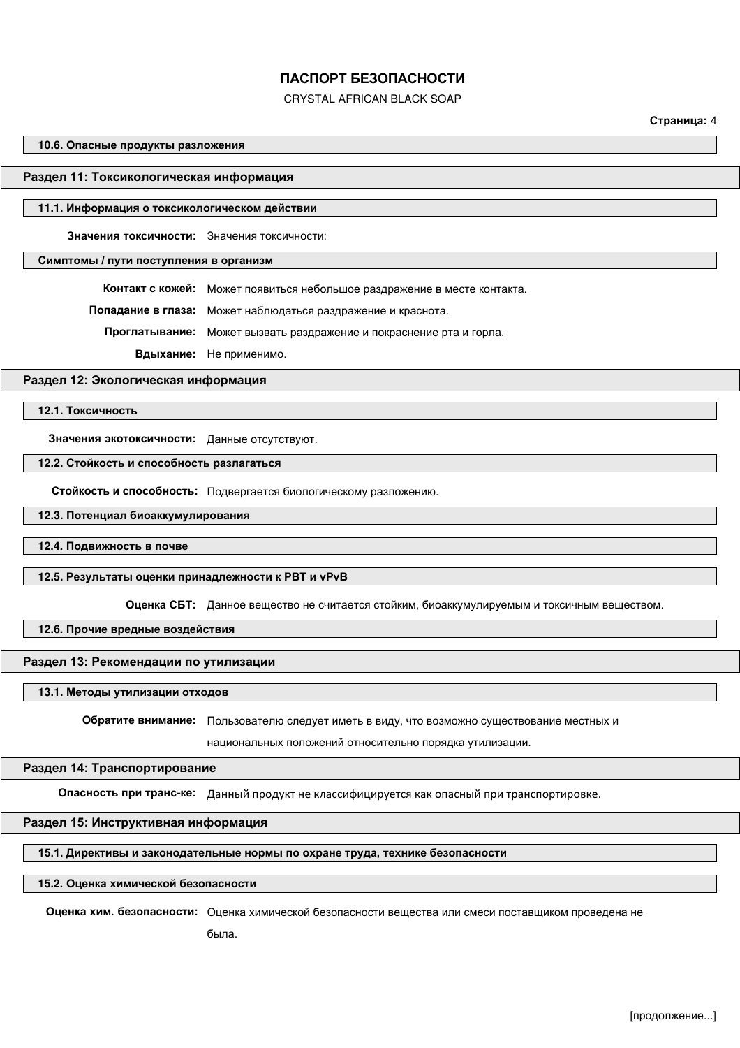#### 10.6. Опасные продукты разложения

## Раздел 11: Токсикологическая информация

#### 11.1. Информация о токсикологическом действии

**Значения токсичности:** Значения токсичности:

#### Симптомы / пути поступления в организм

**Контакт с кожей:** Может появиться небольшое раздражение в месте контакта.

**Попадание в глаза:** Может наблюдаться раздражение и краснота.

**Проглатывание:** Может вызвать раздражение и покраснение рта и горла.

**Вдыхание:** Не применимо.

## Раздел 12: Экологическая информация

#### 12.1. Токсичность

**Значения экотоксичности:** Данные отсутствуют.

#### 12.2. Стойкость и способность разлагаться

**Стойкость и способность:** Подвергается биологическому разложению.

#### 12.3. Потенциал биоаккумулирования

#### 12.4. Подвижность в почве

#### 12.5. Результаты оценки принадлежности к PBT и vPvB

**Оценка СБТ:** Данное вещество не считается стойким, биоаккумулируемым и токсичным веществом.

#### 12.6. Прочие вредные воздействия

## Раздел 13: Рекомендации по утилизации

#### 13.1. Методы утилизации отходов

**Обратите внимание:** Пользователю следует иметь в виду, что возможно существование местных и национальных положений относительно порядка утилизации.

## Раздел 14: Транспортирование

**Опасность при транс-ке:** Данный продукт не классифицируется как опасный при транспортировке.

## Раздел 15: Инструктивная информация

#### 15.1. Директивы и законодательные нормы по охране труда, технике безопасности

#### 15.2. Оценка химической безопасности

**Оценка хим. безопасности:** Оценка химической безопасности вещества или смеси поставщиком проведена не была.

[продолжение...]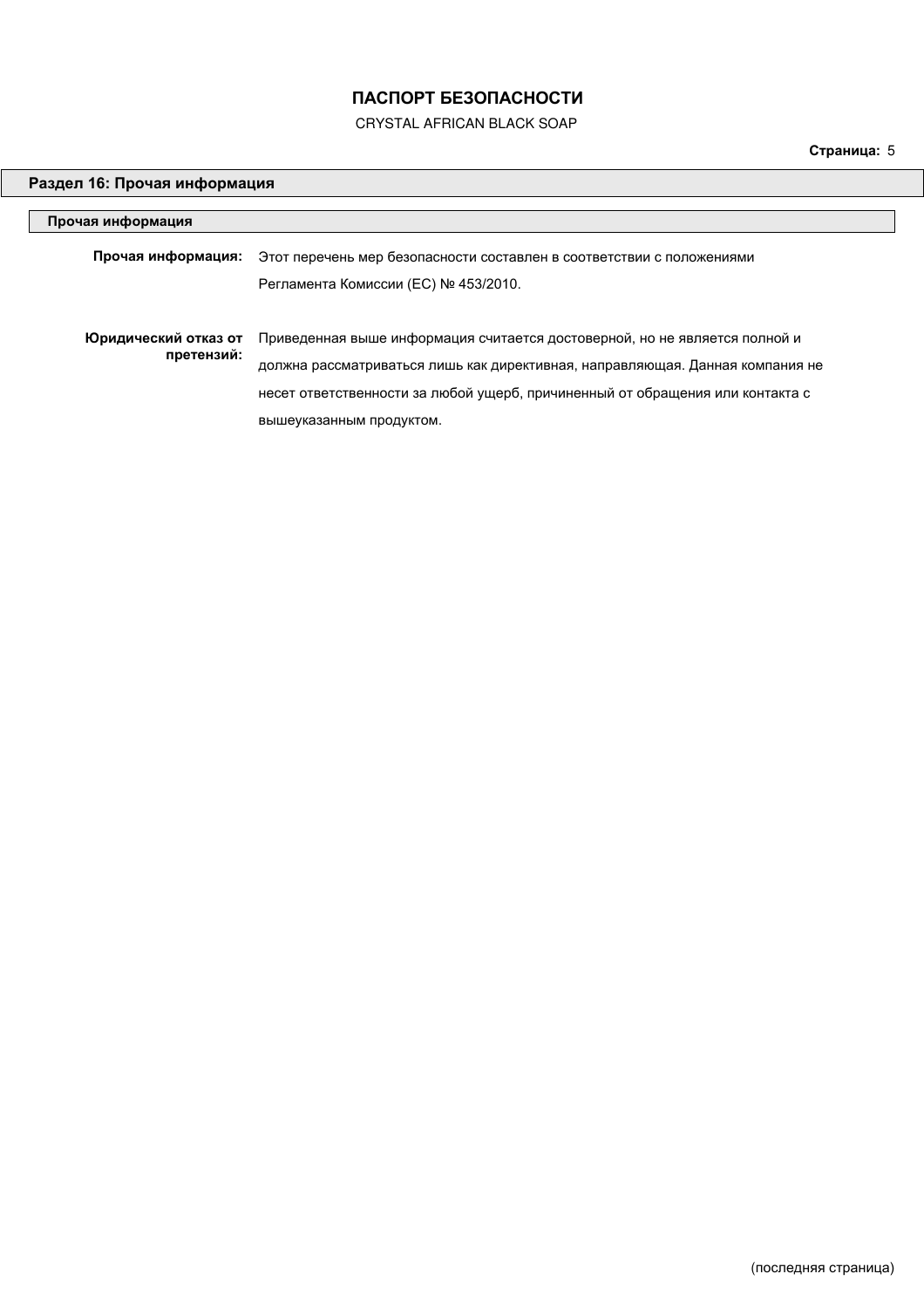## Раздел 16: Прочая информация

### Прочая информация

**Прочая информация:** Этот перечень мер безопасности составлен в соответствии с положениями Регламента Комиссии (ЕС) № 453/2010.

**Юридический отказ от претензий:** Приведенная выше информация считается достоверной, но не является полной и должна рассматриваться лишь как директивная, направляющая. Данная компания не несет ответственности за любой ущерб, причиненный от обращения или контакта с вышеуказанным продуктом.

(последняя страница)